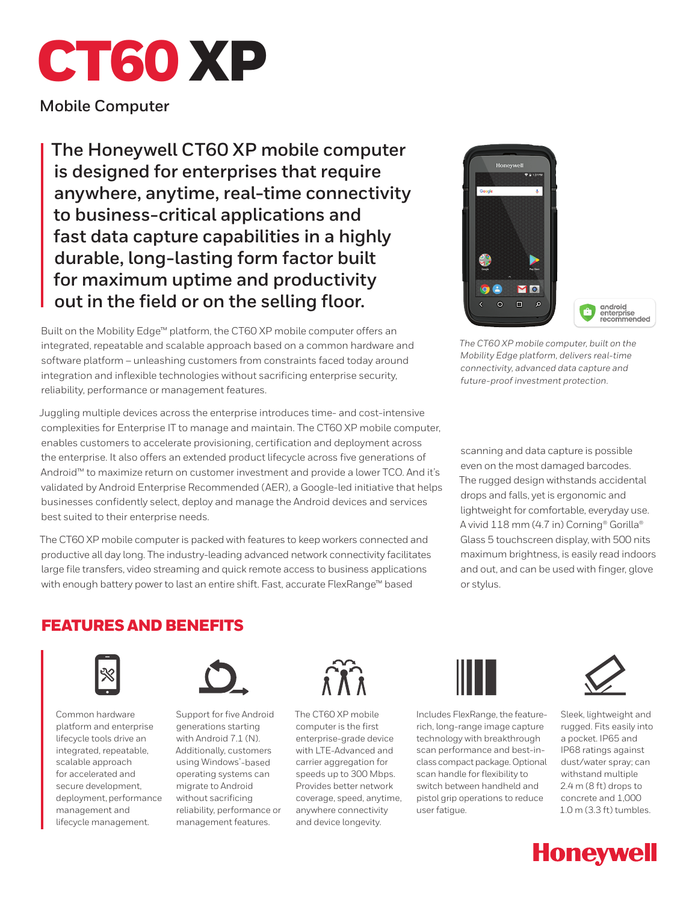# CT60 XP

Mobile Computer

**The Honeywell CT60 XP mobile computer is designed for enterprises that require anywhere, anytime, real-time connectivity to business-critical applications and fast data capture capabilities in a highly durable, long-lasting form factor built for maximum uptime and productivity out in the field or on the selling floor.**

*The CT60 XP mobile computer, built on the Mobility Edge platform, delivers real-time connectivity, advanced data capture and future-proof investment protection.*

Built on the Mobility Edge™ platform, the CT60 XP mobile computer offers an integrated, repeatable and scalable approach based on a common hardware and software platform – unleashing customers from constraints faced today around integration and inflexible technologies without sacrificing enterprise security, reliability, performance or management features.

Juggling multiple devices across the enterprise introduces time- and cost-intensive complexities for Enterprise IT to manage and maintain. The CT60 XP mobile computer, enables customers to accelerate provisioning, certification and deployment across the enterprise. It also offers an extended product lifecycle across five generations of Android™ to maximize return on customer investment and provide a lower TCO. And it's validated by Android Enterprise Recommended (AER), a Google-led initiative that helps businesses confidently select, deploy and manage the Android devices and services best suited to their enterprise needs.

The CT60 XP mobile computer is packed with features to keep workers connected and productive all day long. The industry-leading advanced network connectivity facilitates large file transfers, video streaming and quick remote access to business applications with enough battery power to last an entire shift. Fast, accurate FlexRange™ based scanning and data capture is possible even on the most damaged barcodes. The rugged design withstands accidental drops and falls, yet is ergonomic and lightweight for comfortable, everyday use. A vivid 118 mm (4.7 in) Corning® Gorilla® Glass 5 touchscreen display, with 500 nits maximum brightness, is easily read indoors and out, and can be used with finger, glove or stylus.

## FEATURES AND BENEFITS

- Common hardware platform and enterprise lifecycle tools drive an integrated, repeatable, scalable approach for accelerated and secure development, deployment, performance management and lifecycle management.
- Support for five Android generations starting with Android 7.1 (N). Additionally, customers using Windows®-based operating systems can migrate to Android without sacrificing reliability, performance or management features.
- The CT60 XP mobile computer is the first enterprise-grade device with LTE-Advanced and carrier aggregation for speeds up to 300 Mbps. Provides better network coverage, speed, anytime, anywhere connectivity and device longevity.
- Includes FlexRange, the feature-rich, long-range image capture technology with breakthrough scan performance and best-in-class compact package. Optional scan handle for flexibility to switch between handheld and pistol grip operations to reduce user fatigue.
- Sleek, lightweight and rugged. Fits easily into a pocket. IP65 and IP68 ratings against dust/water spray; can withstand multiple 2.4 m (8 ft) drops to concrete and 1,000 1.0 m (3.3 ft) tumbles.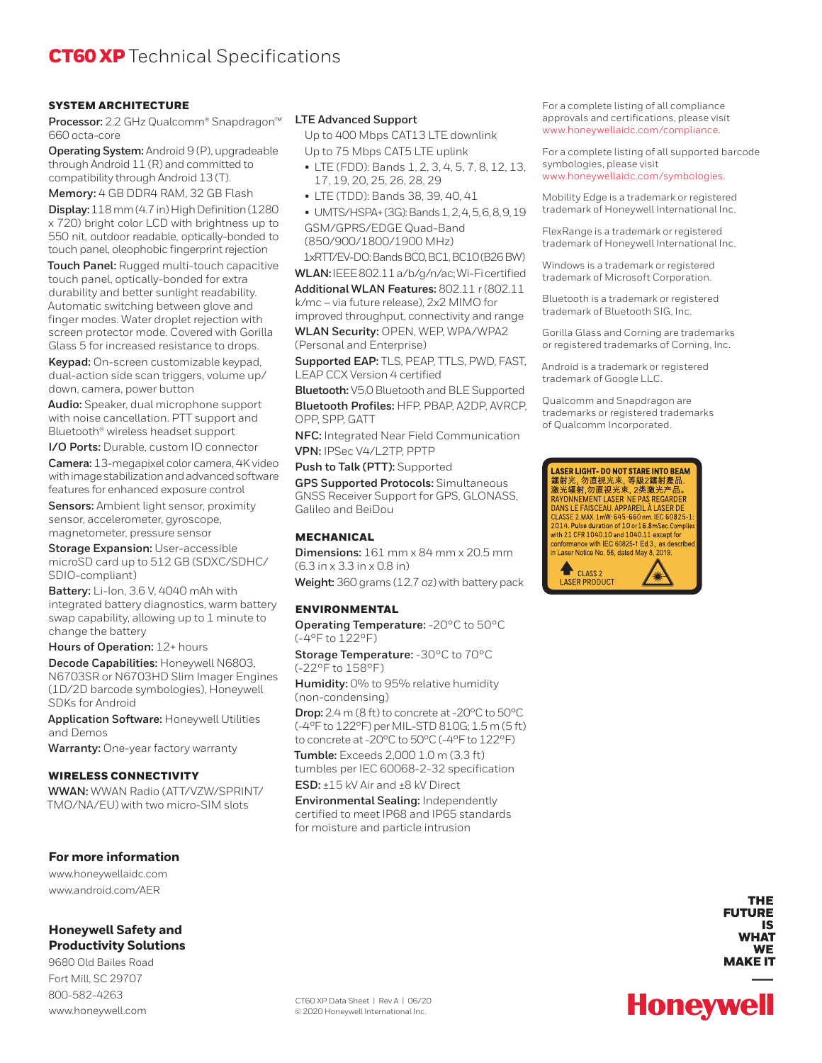# CT60 XP Technical Specifications

## SYSTEM ARCHITECTURE

**Processor:** 2.2 GHz Qualcomm® Snapdragon™ 660 octa-core

**Operating System:** Android 9 (P), upgradeable through Android 11 (R) and committed to compatibility through Android 13 (T).

**Memory:** 4 GB DDR4 RAM, 32 GB Flash

**Display:** 118 mm (4.7 in) High Definition (1280 x 720) bright color LCD with brightness up to 550 nit, outdoor readable, optically-bonded to touch panel, oleophobic fingerprint rejection

**Touch Panel:** Rugged multi-touch capacitive touch panel, optically-bonded for extra durability and better sunlight readability. Automatic switching between glove and finger modes. Water droplet rejection with screen protector mode. Covered with Gorilla Glass 5 for increased resistance to drops.

**Keypad:** On-screen customizable keypad, dual-action side scan triggers, volume up/down, camera, power button

**Audio:** Speaker, dual microphone support with noise cancellation. PTT support and Bluetooth® wireless headset support

**I/O Ports:** Durable, custom IO connector

**Camera:** 13-megapixel color camera, 4K video with image stabilization and advanced software features for enhanced exposure control

**Sensors:** Ambient light sensor, proximity sensor, accelerometer, gyroscope, magnetometer, pressure sensor

**Storage Expansion:** User-accessible microSD card up to 512 GB (SDXC/SDHC/SDIO-compliant)

**Battery:** Li-Ion, 3.6 V, 4040 mAh with integrated battery diagnostics, warm battery swap capability, allowing up to 1 minute to change the battery

**Hours of Operation:** 12+ hours

**Decode Capabilities:** Honeywell N6803, N6703SR or N6703HD Slim Imager Engines (1D/2D barcode symbologies), Honeywell SDKs for Android

**Application Software:** Honeywell Utilities and Demos

**Warranty:** One-year factory warranty

## WIRELESS CONNECTIVITY

**WWAN:** WWAN Radio (ATT/VZW/SPRINT/TMO/NA/EU) with two micro-SIM slots

**LTE Advanced Support**

Up to 400 Mbps CAT13 LTE downlink

Up to 75 Mbps CAT5 LTE uplink

- LTE (FDD): Bands 1, 2, 3, 4, 5, 7, 8, 12, 13, 17, 19, 20, 25, 26, 28, 29
- LTE (TDD): Bands 38, 39, 40, 41
- UMTS/HSPA+ (3G): Bands 1, 2, 4, 5, 6, 8, 9, 19

GSM/GPRS/EDGE Quad-Band (850/900/1800/1900 MHz)

1xRTT/EV-DO: Bands BC0, BC1, BC10 (B26 BW)

**WLAN:** IEEE 802.11 a/b/g/n/ac; Wi-Fi certified

**Additional WLAN Features:** 802.11 r (802.11 k/mc – via future release), 2x2 MIMO for improved throughput, connectivity and range

**WLAN Security:** OPEN, WEP, WPA/WPA2 (Personal and Enterprise)

**Supported EAP:** TLS, PEAP, TTLS, PWD, FAST, LEAP CCX Version 4 certified

**Bluetooth:** V5.0 Bluetooth and BLE Supported

**Bluetooth Profiles:** HFP, PBAP, A2DP, AVRCP, OPP, SPP, GATT

**NFC:** Integrated Near Field Communication

**VPN:** IPSec V4/L2TP, PPTP

**Push to Talk (PTT):** Supported

**GPS Supported Protocols:** Simultaneous GNSS Receiver Support for GPS, GLONASS, Galileo and BeiDou

## MECHANICAL

**Dimensions:** 161 mm x 84 mm x 20.5 mm (6.3 in x 3.3 in x 0.8 in)

**Weight:** 360 grams (12.7 oz) with battery pack

## ENVIRONMENTAL

**Operating Temperature:** -20°C to 50°C (-4°F to 122°F)

**Storage Temperature:** -30°C to 70°C (-22°F to 158°F)

**Humidity:** 0% to 95% relative humidity (non-condensing)

**Drop:** 2.4 m (8 ft) to concrete at -20°C to 50°C (-4°F to 122°F) per MIL-STD 810G; 1.5 m (5 ft) to concrete at -20°C to 50°C (-4°F to 122°F)

**Tumble:** Exceeds 2,000 1.0 m (3.3 ft) tumbles per IEC 60068-2-32 specification

**ESD:** ±15 kV Air and ±8 kV Direct

**Environmental Sealing:** Independently certified to meet IP68 and IP65 standards for moisture and particle intrusion

For a complete listing of all compliance approvals and certifications, please visit www.honeywellaidc.com/compliance.

For a complete listing of all supported barcode symbologies, please visit www.honeywellaidc.com/symbologies.

Mobility Edge is a trademark or registered trademark of Honeywell International Inc.

FlexRange is a trademark or registered trademark of Honeywell International Inc.

Windows is a trademark or registered trademark of Microsoft Corporation.

Bluetooth is a trademark or registered trademark of Bluetooth SIG, Inc.

Gorilla Glass and Corning are trademarks or registered trademarks of Corning, Inc.

Android is a trademark or registered trademark of Google LLC.

Qualcomm and Snapdragon are trademarks or registered trademarks of Qualcomm Incorporated.

LASER LIGHT- DO NOT STARE INTO BEAM
鐳射光, 勿直視光束, 等級2鐳射產品.
激光辐射,勿直视光束, 2类激光产品。
RAYONNEMENT LASER NE PAS REGARDER DANS LE FAISCEAU. APPAREIL À LASER DE CLASSE 2. MAX. 1mW: 645-660 nm. IEC 60825-1: 2014. Pulse duration of 1.0 or 16.8mSec. Complies with 21 CFR 1040.10 and 1040.11 except for conformance with IEC 60825-1 Ed.3., as described in Laser Notice No. 56, dated May 8, 2019.
CLASS 2 LASER PRODUCT

### For more information

www.honeywellaidc.com
www.android.com/AER

### Honeywell Safety and Productivity Solutions

9680 Old Bailes Road
Fort Mill, SC 29707
800-582-4263
www.honeywell.com

CT60 XP Data Sheet | Rev A | 06/20
© 2020 Honeywell International Inc.

THE FUTURE IS WHAT WE MAKE IT

Honeywell